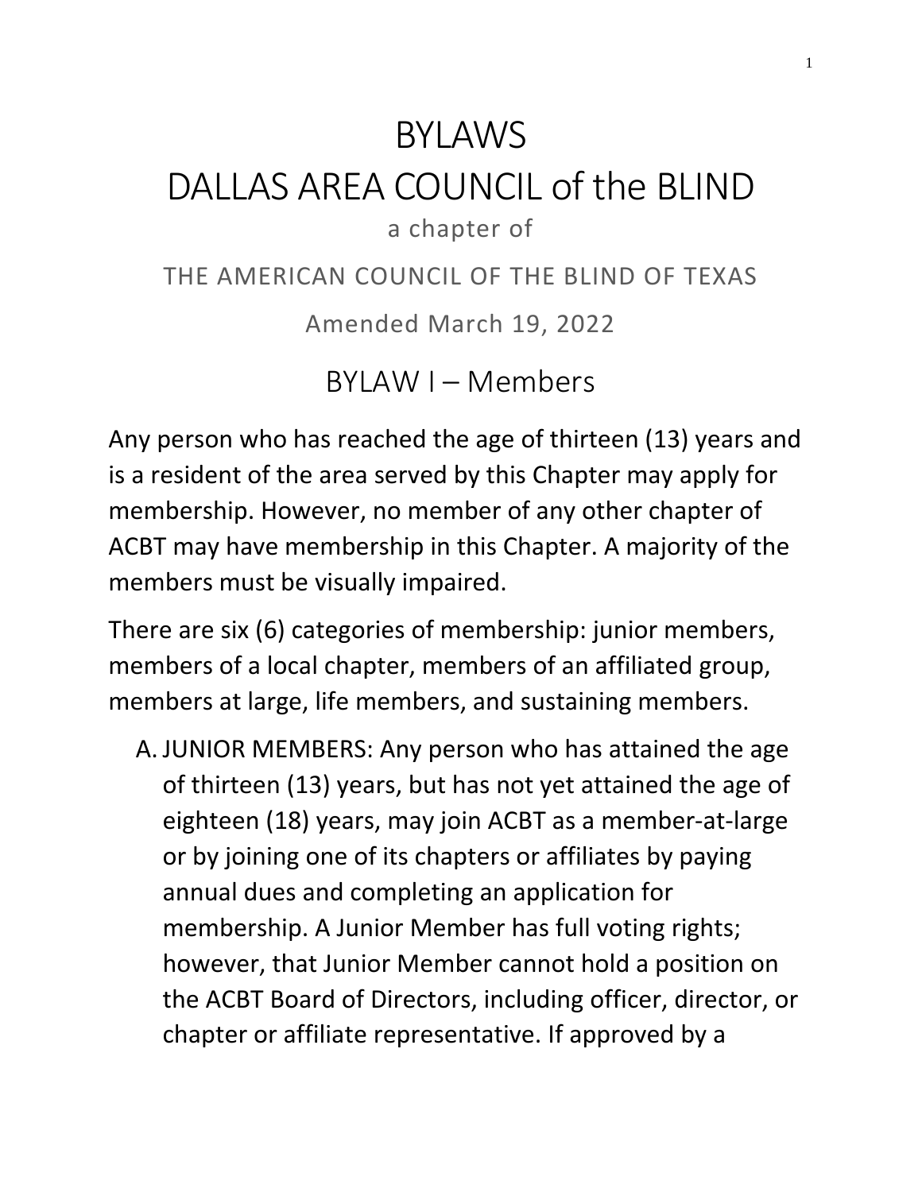# BYLAWS
# DALLAS AREA COUNCIL of the BLIND

a chapter of

THE AMERICAN COUNCIL OF THE BLIND OF TEXAS

Amended March 19, 2022

## BYLAW I – Members

Any person who has reached the age of thirteen (13) years and is a resident of the area served by this Chapter may apply for membership. However, no member of any other chapter of ACBT may have membership in this Chapter. A majority of the members must be visually impaired.

There are six (6) categories of membership: junior members, members of a local chapter, members of an affiliated group, members at large, life members, and sustaining members.

A. JUNIOR MEMBERS: Any person who has attained the age of thirteen (13) years, but has not yet attained the age of eighteen (18) years, may join ACBT as a member-at-large or by joining one of its chapters or affiliates by paying annual dues and completing an application for membership. A Junior Member has full voting rights; however, that Junior Member cannot hold a position on the ACBT Board of Directors, including officer, director, or chapter or affiliate representative. If approved by a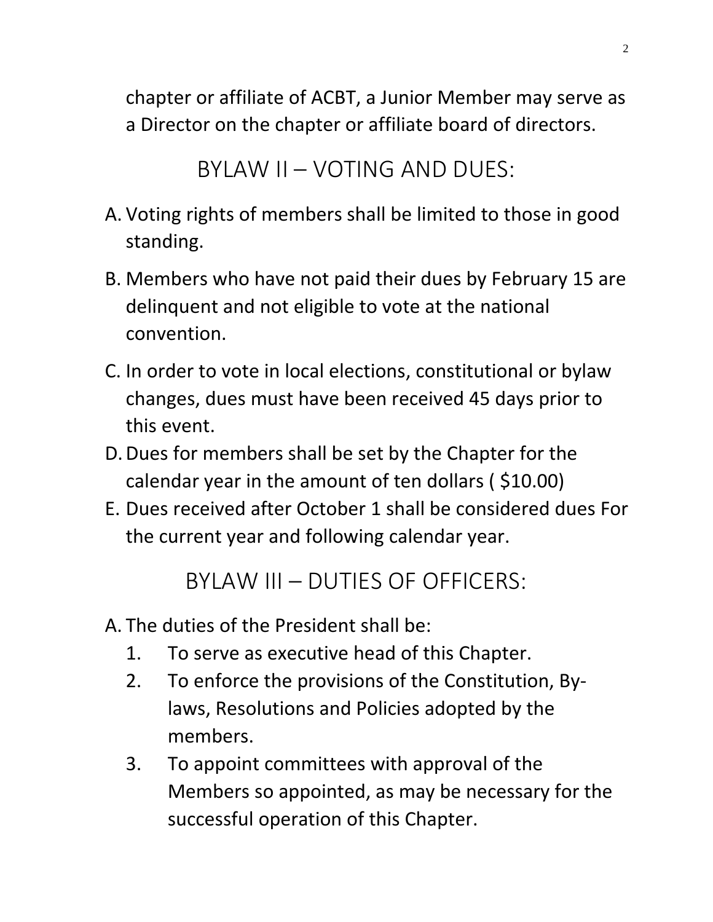chapter or affiliate of ACBT, a Junior Member may serve as a Director on the chapter or affiliate board of directors.

## BYLAW II – VOTING AND DUES:

A. Voting rights of members shall be limited to those in good standing.

B. Members who have not paid their dues by February 15 are delinquent and not eligible to vote at the national convention.

C. In order to vote in local elections, constitutional or bylaw changes, dues must have been received 45 days prior to this event.

D. Dues for members shall be set by the Chapter for the calendar year in the amount of ten dollars ( $10.00)

E. Dues received after October 1 shall be considered dues For the current year and following calendar year.

## BYLAW III – DUTIES OF OFFICERS:

A. The duties of the President shall be:
   1. To serve as executive head of this Chapter.
   2. To enforce the provisions of the Constitution, By-laws, Resolutions and Policies adopted by the members.
   3. To appoint committees with approval of the Members so appointed, as may be necessary for the successful operation of this Chapter.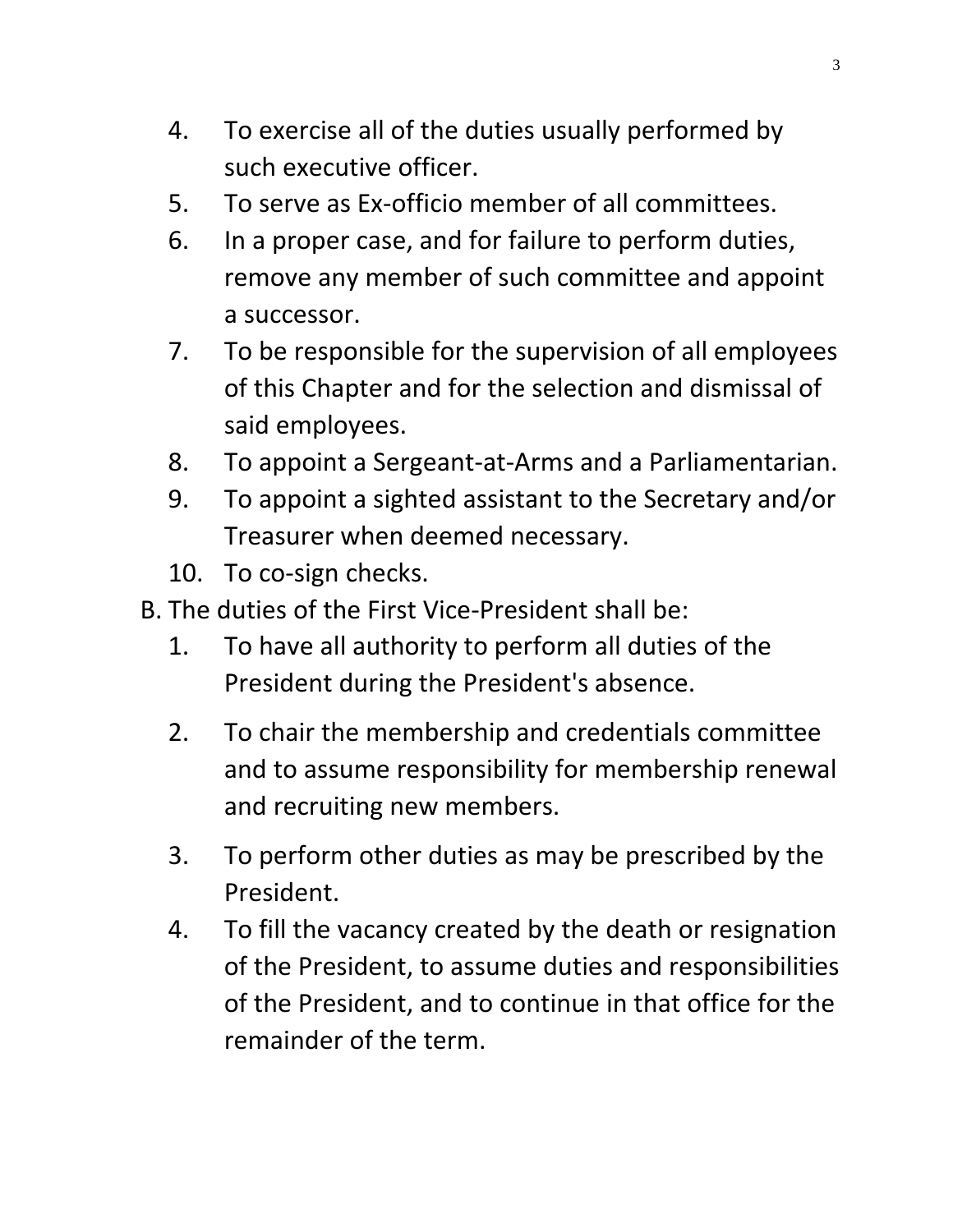4. To exercise all of the duties usually performed by such executive officer.
5. To serve as Ex-officio member of all committees.
6. In a proper case, and for failure to perform duties, remove any member of such committee and appoint a successor.
7. To be responsible for the supervision of all employees of this Chapter and for the selection and dismissal of said employees.
8. To appoint a Sergeant-at-Arms and a Parliamentarian.
9. To appoint a sighted assistant to the Secretary and/or Treasurer when deemed necessary.
10. To co-sign checks.

B. The duties of the First Vice-President shall be:

1. To have all authority to perform all duties of the President during the President's absence.
2. To chair the membership and credentials committee and to assume responsibility for membership renewal and recruiting new members.
3. To perform other duties as may be prescribed by the President.
4. To fill the vacancy created by the death or resignation of the President, to assume duties and responsibilities of the President, and to continue in that office for the remainder of the term.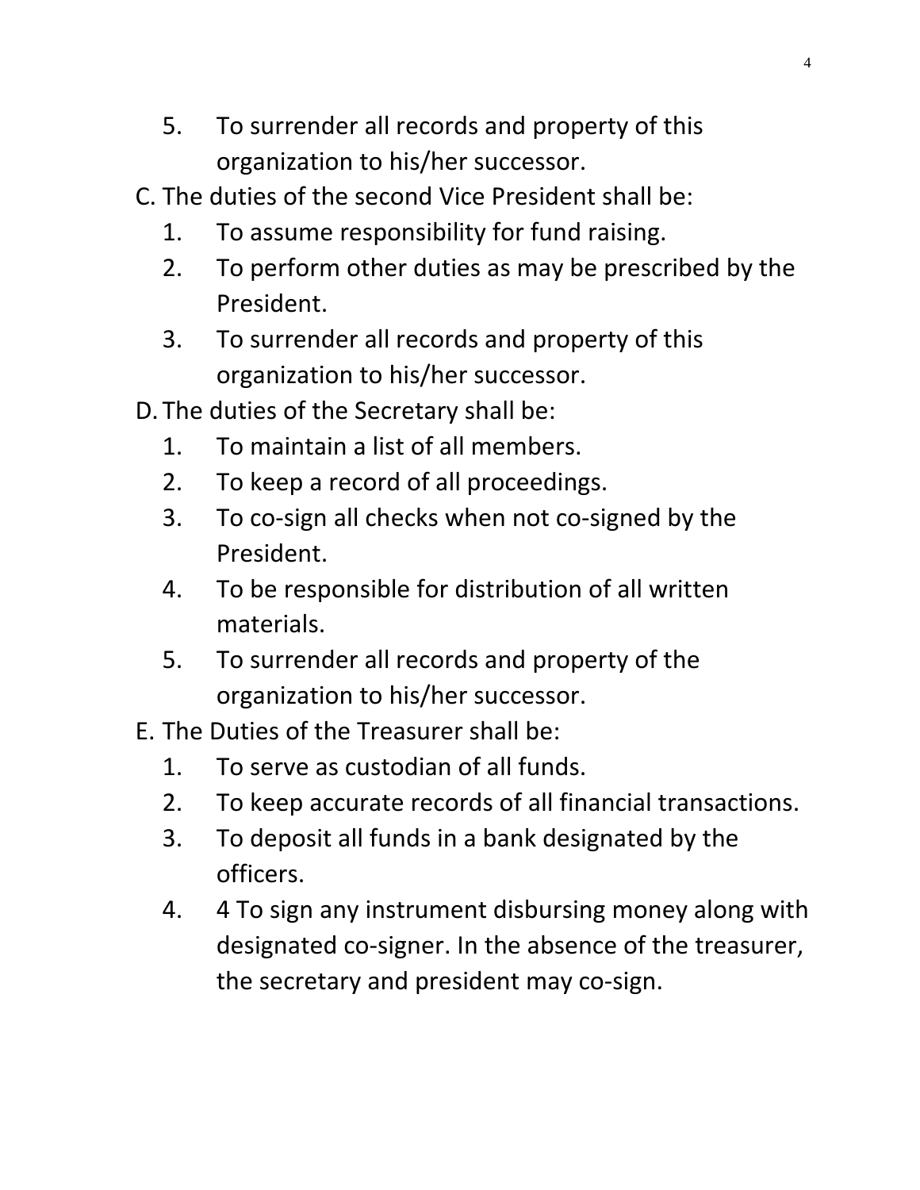5. To surrender all records and property of this organization to his/her successor.

C. The duties of the second Vice President shall be:

1. To assume responsibility for fund raising.
2. To perform other duties as may be prescribed by the President.
3. To surrender all records and property of this organization to his/her successor.

D. The duties of the Secretary shall be:

1. To maintain a list of all members.
2. To keep a record of all proceedings.
3. To co-sign all checks when not co-signed by the President.
4. To be responsible for distribution of all written materials.
5. To surrender all records and property of the organization to his/her successor.

E. The Duties of the Treasurer shall be:

1. To serve as custodian of all funds.
2. To keep accurate records of all financial transactions.
3. To deposit all funds in a bank designated by the officers.
4. 4 To sign any instrument disbursing money along with designated co-signer. In the absence of the treasurer, the secretary and president may co-sign.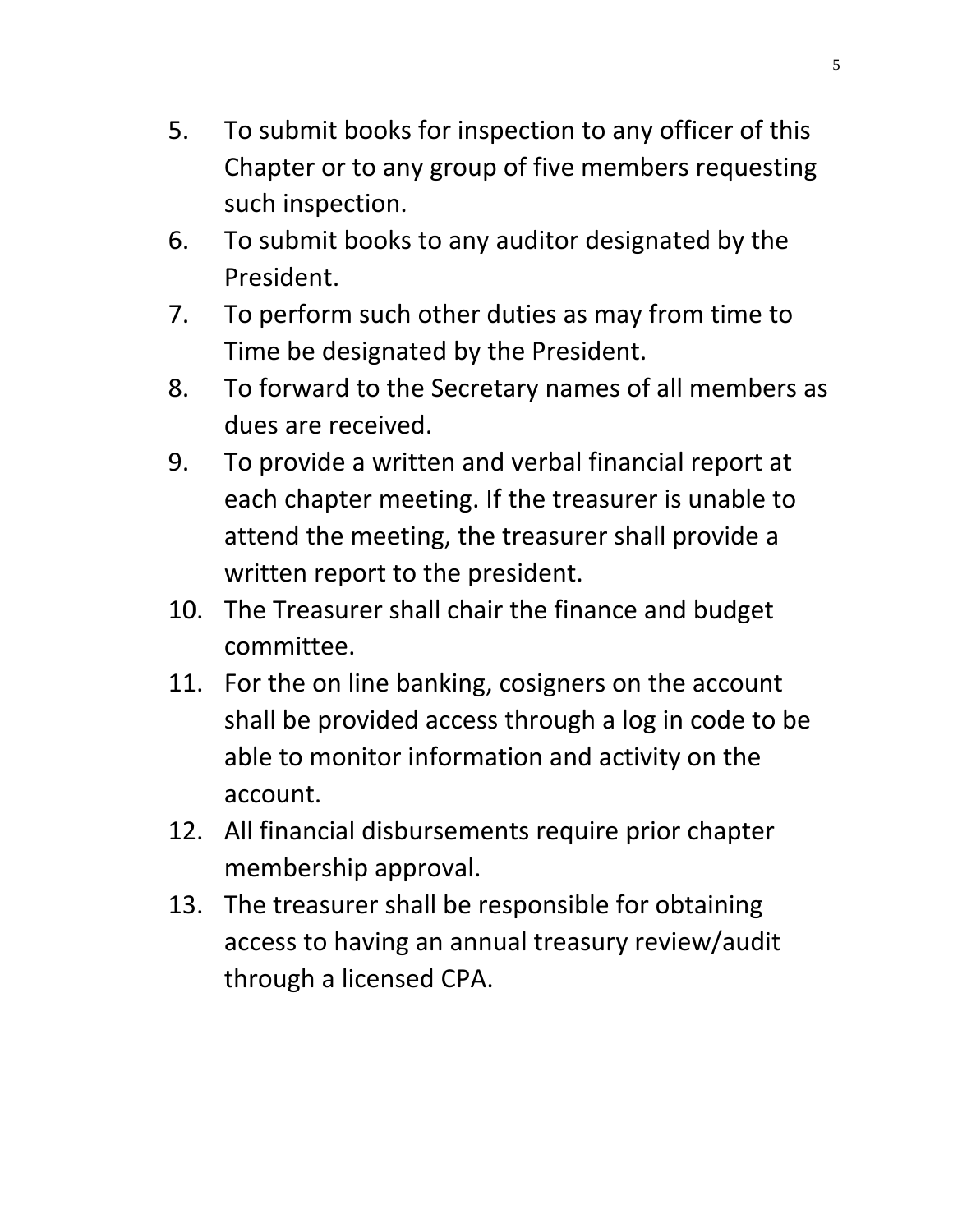5. To submit books for inspection to any officer of this Chapter or to any group of five members requesting such inspection.
6. To submit books to any auditor designated by the President.
7. To perform such other duties as may from time to Time be designated by the President.
8. To forward to the Secretary names of all members as dues are received.
9. To provide a written and verbal financial report at each chapter meeting. If the treasurer is unable to attend the meeting, the treasurer shall provide a written report to the president.
10. The Treasurer shall chair the finance and budget committee.
11. For the on line banking, cosigners on the account shall be provided access through a log in code to be able to monitor information and activity on the account.
12. All financial disbursements require prior chapter membership approval.
13. The treasurer shall be responsible for obtaining access to having an annual treasury review/audit through a licensed CPA.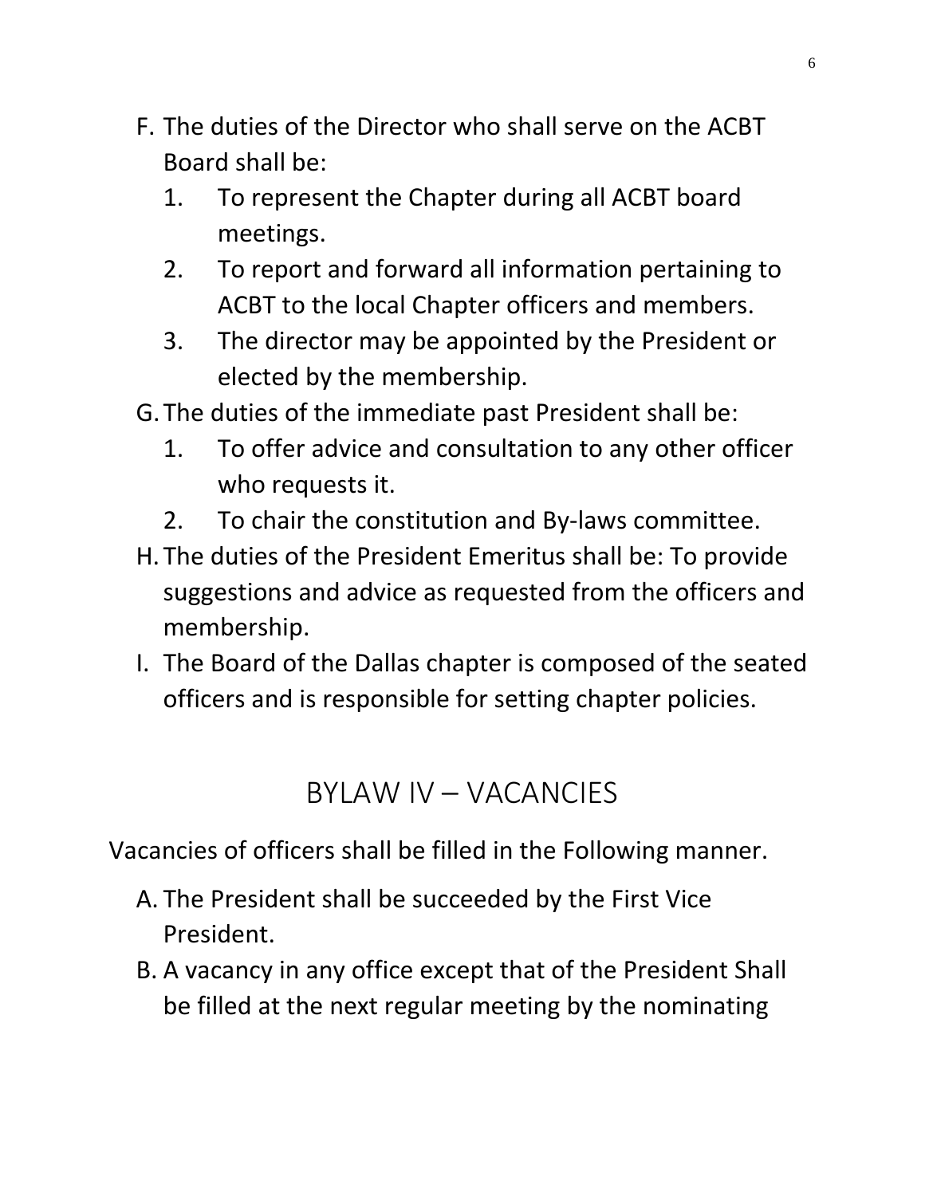F. The duties of the Director who shall serve on the ACBT Board shall be:
   1. To represent the Chapter during all ACBT board meetings.
   2. To report and forward all information pertaining to ACBT to the local Chapter officers and members.
   3. The director may be appointed by the President or elected by the membership.

G. The duties of the immediate past President shall be:
   1. To offer advice and consultation to any other officer who requests it.
   2. To chair the constitution and By-laws committee.

H. The duties of the President Emeritus shall be: To provide suggestions and advice as requested from the officers and membership.

I. The Board of the Dallas chapter is composed of the seated officers and is responsible for setting chapter policies.

## BYLAW IV – VACANCIES

Vacancies of officers shall be filled in the Following manner.

A. The President shall be succeeded by the First Vice President.

B. A vacancy in any office except that of the President Shall be filled at the next regular meeting by the nominating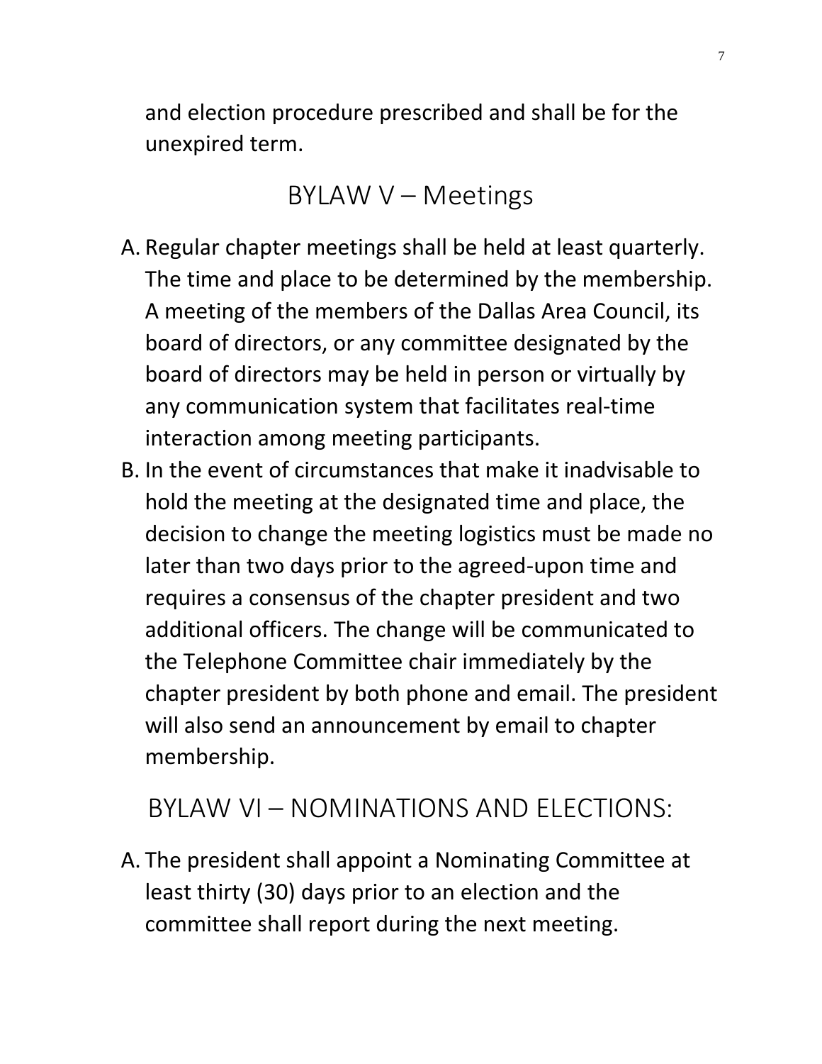and election procedure prescribed and shall be for the unexpired term.

## BYLAW V – Meetings

A. Regular chapter meetings shall be held at least quarterly. The time and place to be determined by the membership. A meeting of the members of the Dallas Area Council, its board of directors, or any committee designated by the board of directors may be held in person or virtually by any communication system that facilitates real-time interaction among meeting participants.
B. In the event of circumstances that make it inadvisable to hold the meeting at the designated time and place, the decision to change the meeting logistics must be made no later than two days prior to the agreed-upon time and requires a consensus of the chapter president and two additional officers. The change will be communicated to the Telephone Committee chair immediately by the chapter president by both phone and email. The president will also send an announcement by email to chapter membership.

## BYLAW VI – NOMINATIONS AND ELECTIONS:

A. The president shall appoint a Nominating Committee at least thirty (30) days prior to an election and the committee shall report during the next meeting.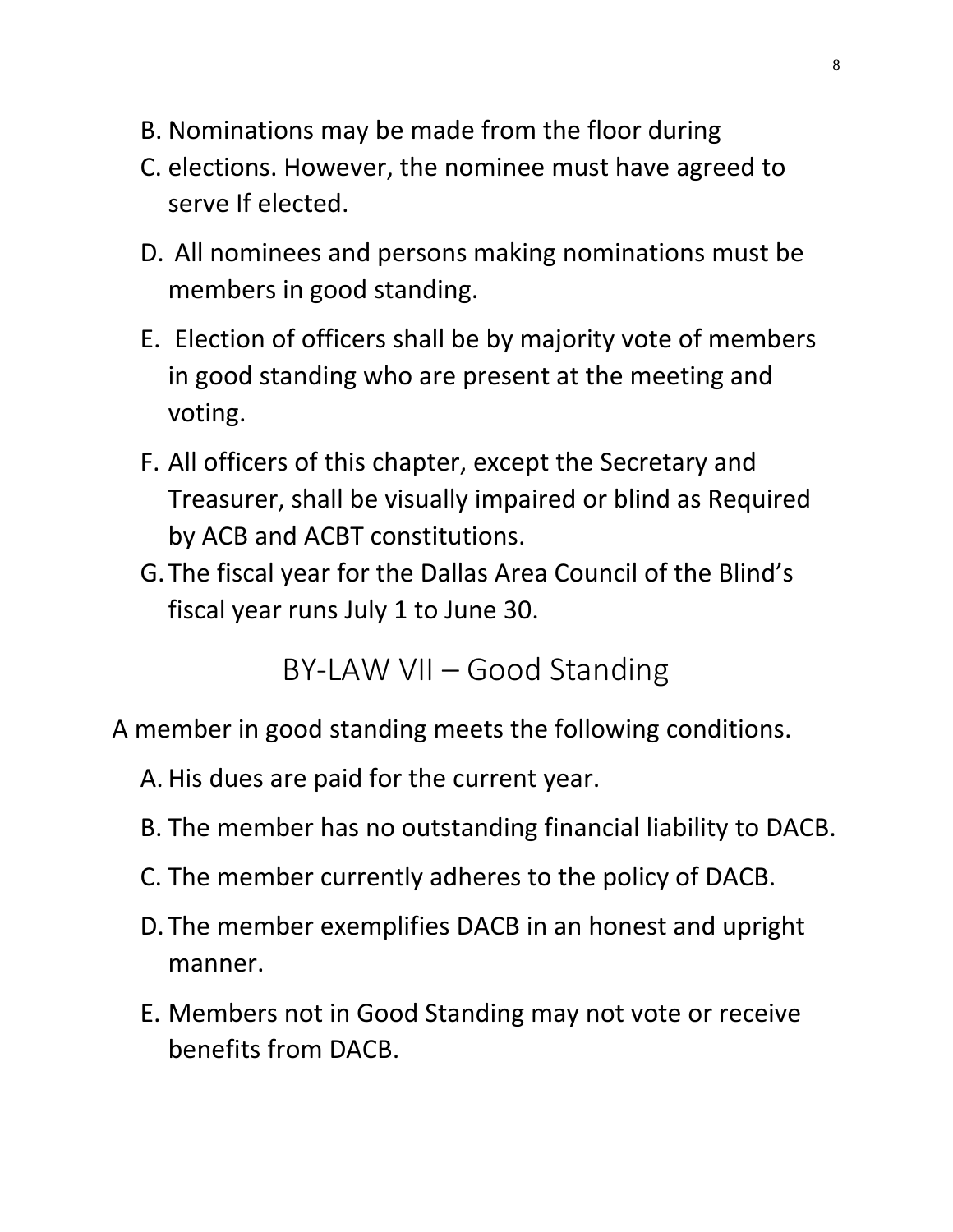B. Nominations may be made from the floor during
C. elections. However, the nominee must have agreed to serve If elected.
D. All nominees and persons making nominations must be members in good standing.
E. Election of officers shall be by majority vote of members in good standing who are present at the meeting and voting.
F. All officers of this chapter, except the Secretary and Treasurer, shall be visually impaired or blind as Required by ACB and ACBT constitutions.
G. The fiscal year for the Dallas Area Council of the Blind's fiscal year runs July 1 to June 30.

## BY-LAW VII – Good Standing

A member in good standing meets the following conditions.

A. His dues are paid for the current year.
B. The member has no outstanding financial liability to DACB.
C. The member currently adheres to the policy of DACB.
D. The member exemplifies DACB in an honest and upright manner.
E. Members not in Good Standing may not vote or receive benefits from DACB.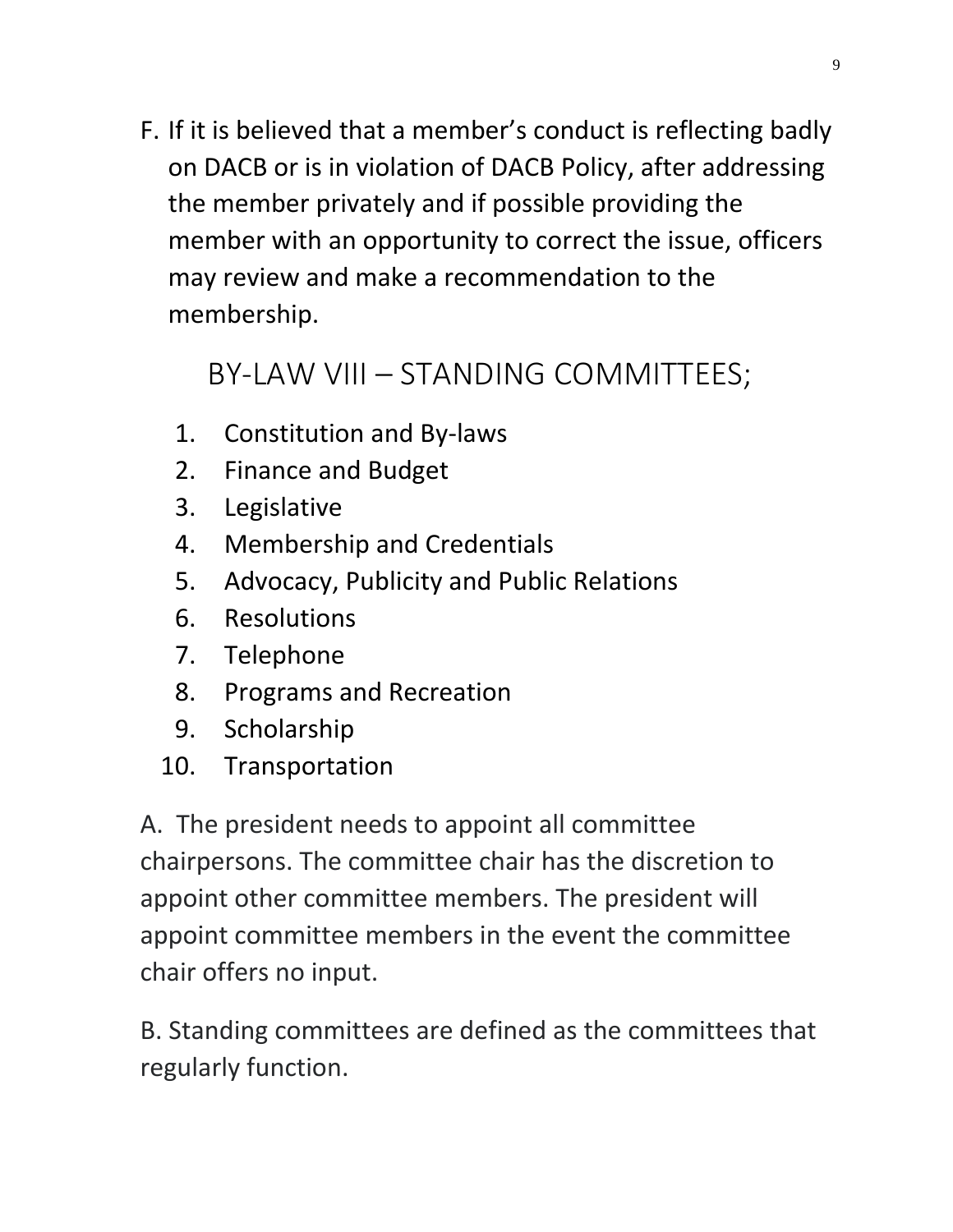F. If it is believed that a member's conduct is reflecting badly on DACB or is in violation of DACB Policy, after addressing the member privately and if possible providing the member with an opportunity to correct the issue, officers may review and make a recommendation to the membership.

## BY-LAW VIII – STANDING COMMITTEES;

1. Constitution and By-laws
2. Finance and Budget
3. Legislative
4. Membership and Credentials
5. Advocacy, Publicity and Public Relations
6. Resolutions
7. Telephone
8. Programs and Recreation
9. Scholarship
10. Transportation

A. The president needs to appoint all committee chairpersons. The committee chair has the discretion to appoint other committee members. The president will appoint committee members in the event the committee chair offers no input.

B. Standing committees are defined as the committees that regularly function.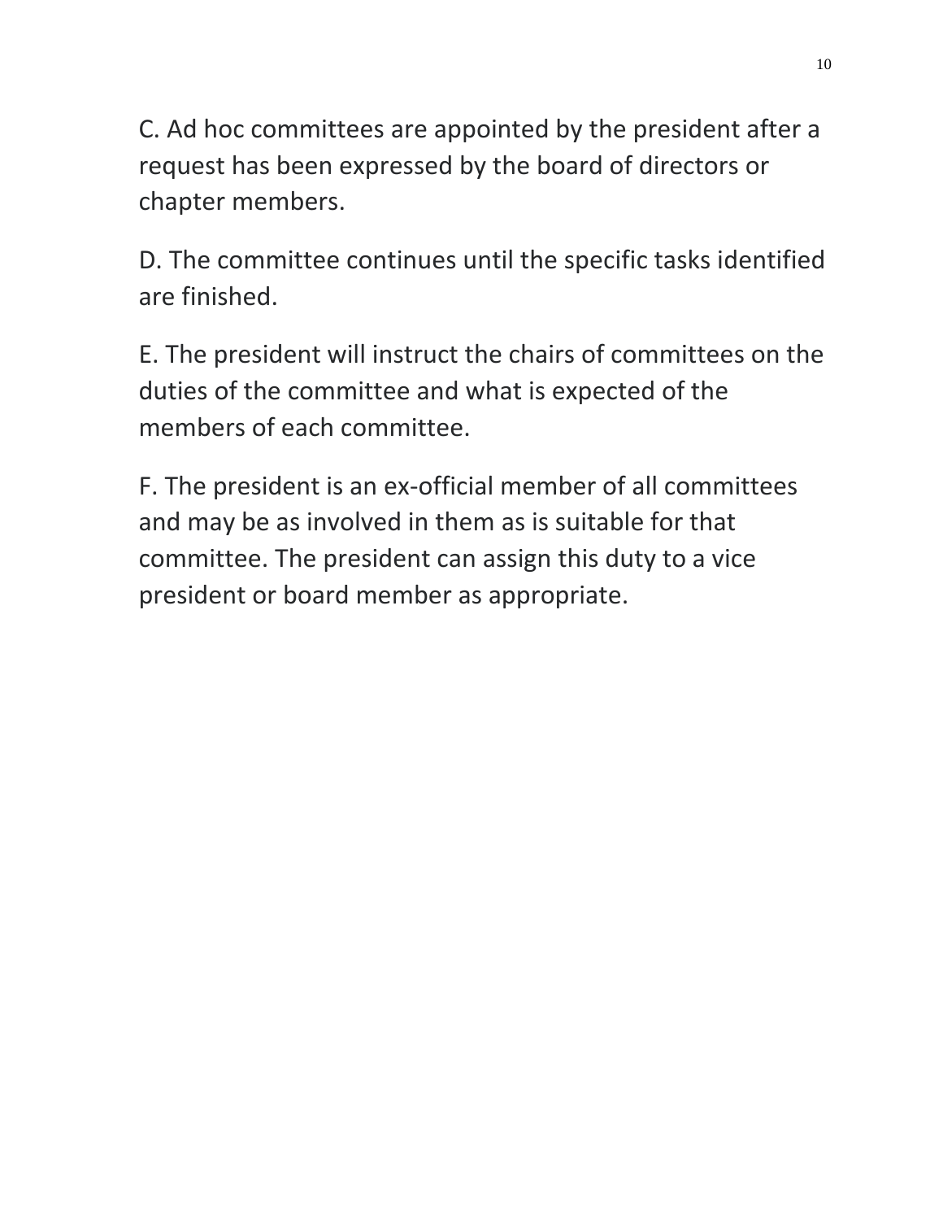C. Ad hoc committees are appointed by the president after a request has been expressed by the board of directors or chapter members.

D. The committee continues until the specific tasks identified are finished.

E. The president will instruct the chairs of committees on the duties of the committee and what is expected of the members of each committee.

F. The president is an ex-official member of all committees and may be as involved in them as is suitable for that committee. The president can assign this duty to a vice president or board member as appropriate.